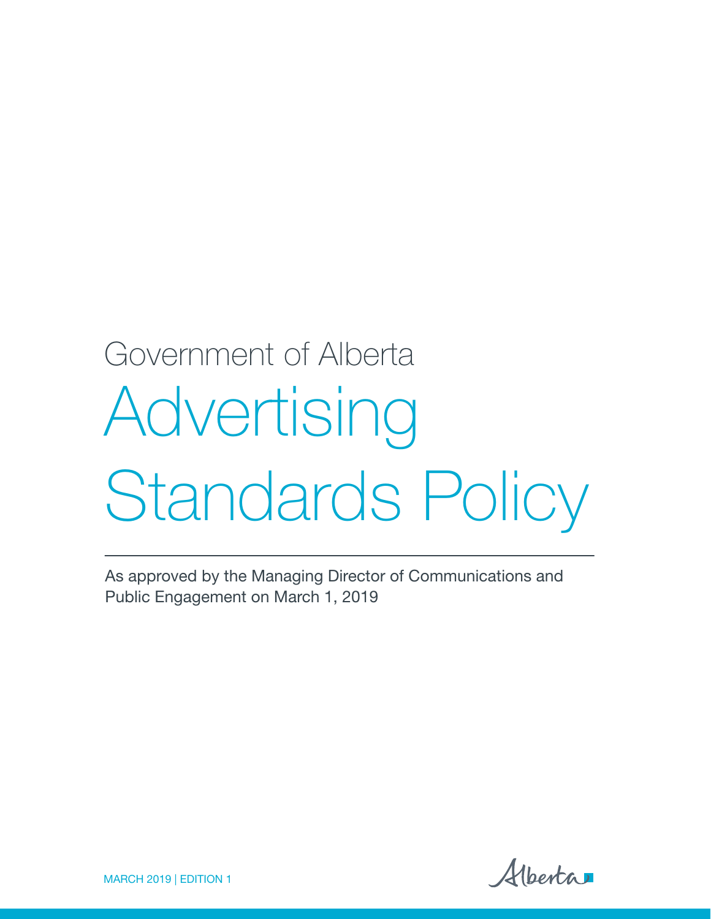Government of Alberta

# Advertising Standards Policy

As approved by the Managing Director of Communications and Public Engagement on March 1, 2019

MARCH 2019 | EDITION 1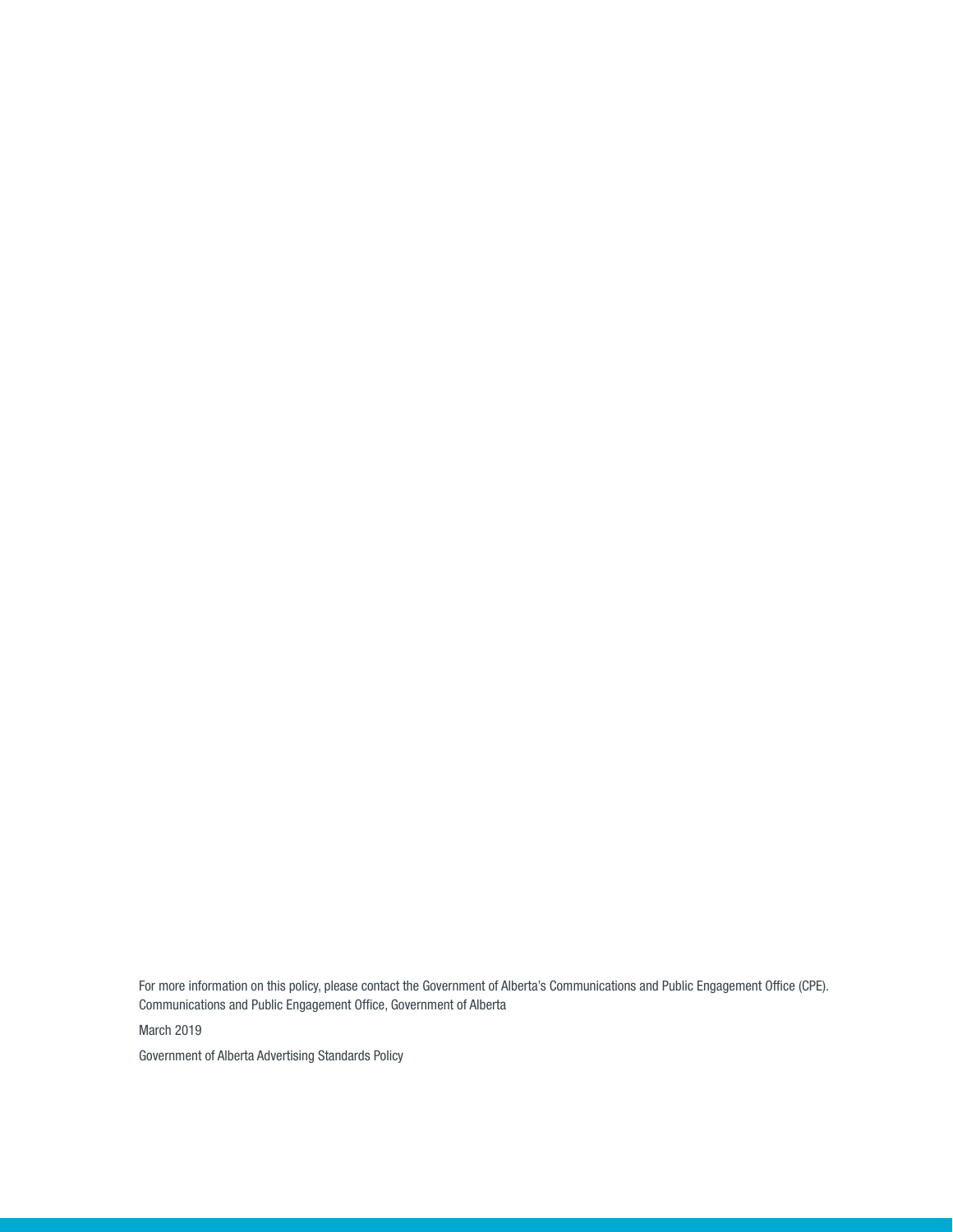For more information on this policy, please contact the Government of Alberta's Communications and Public Engagement Office (CPE).
Communications and Public Engagement Office, Government of Alberta

March 2019

Government of Alberta Advertising Standards Policy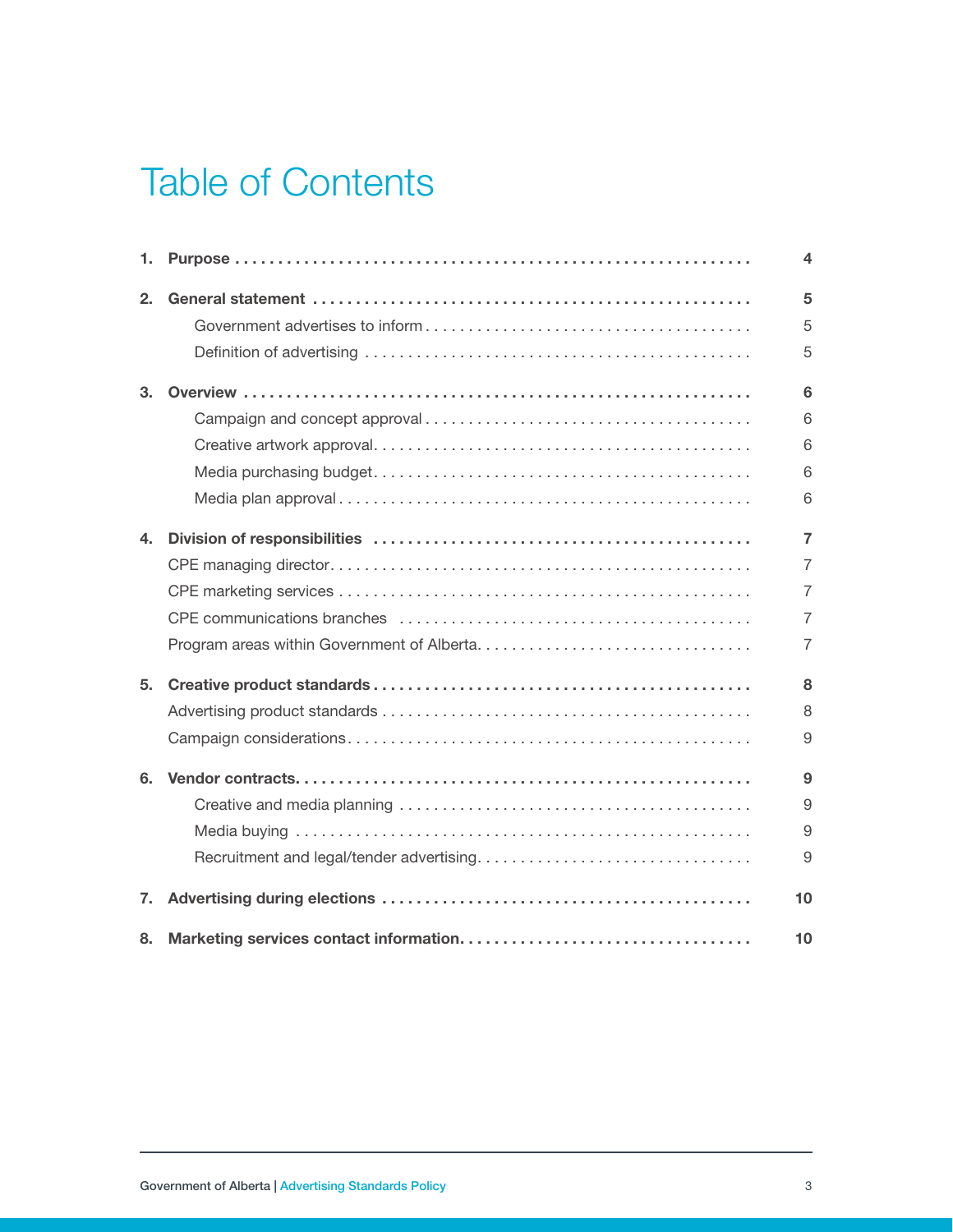# Table of Contents

| | | |
|---|---|---|
| **1.** | **Purpose** | **4** |
| **2.** | **General statement** | **5** |
| | Government advertises to inform | 5 |
| | Definition of advertising | 5 |
| **3.** | **Overview** | **6** |
| | Campaign and concept approval | 6 |
| | Creative artwork approval | 6 |
| | Media purchasing budget | 6 |
| | Media plan approval | 6 |
| **4.** | **Division of responsibilities** | **7** |
| | CPE managing director | 7 |
| | CPE marketing services | 7 |
| | CPE communications branches | 7 |
| | Program areas within Government of Alberta | 7 |
| **5.** | **Creative product standards** | **8** |
| | Advertising product standards | 8 |
| | Campaign considerations | 9 |
| **6.** | **Vendor contracts** | **9** |
| | Creative and media planning | 9 |
| | Media buying | 9 |
| | Recruitment and legal/tender advertising | 9 |
| **7.** | **Advertising during elections** | **10** |
| **8.** | **Marketing services contact information** | **10** |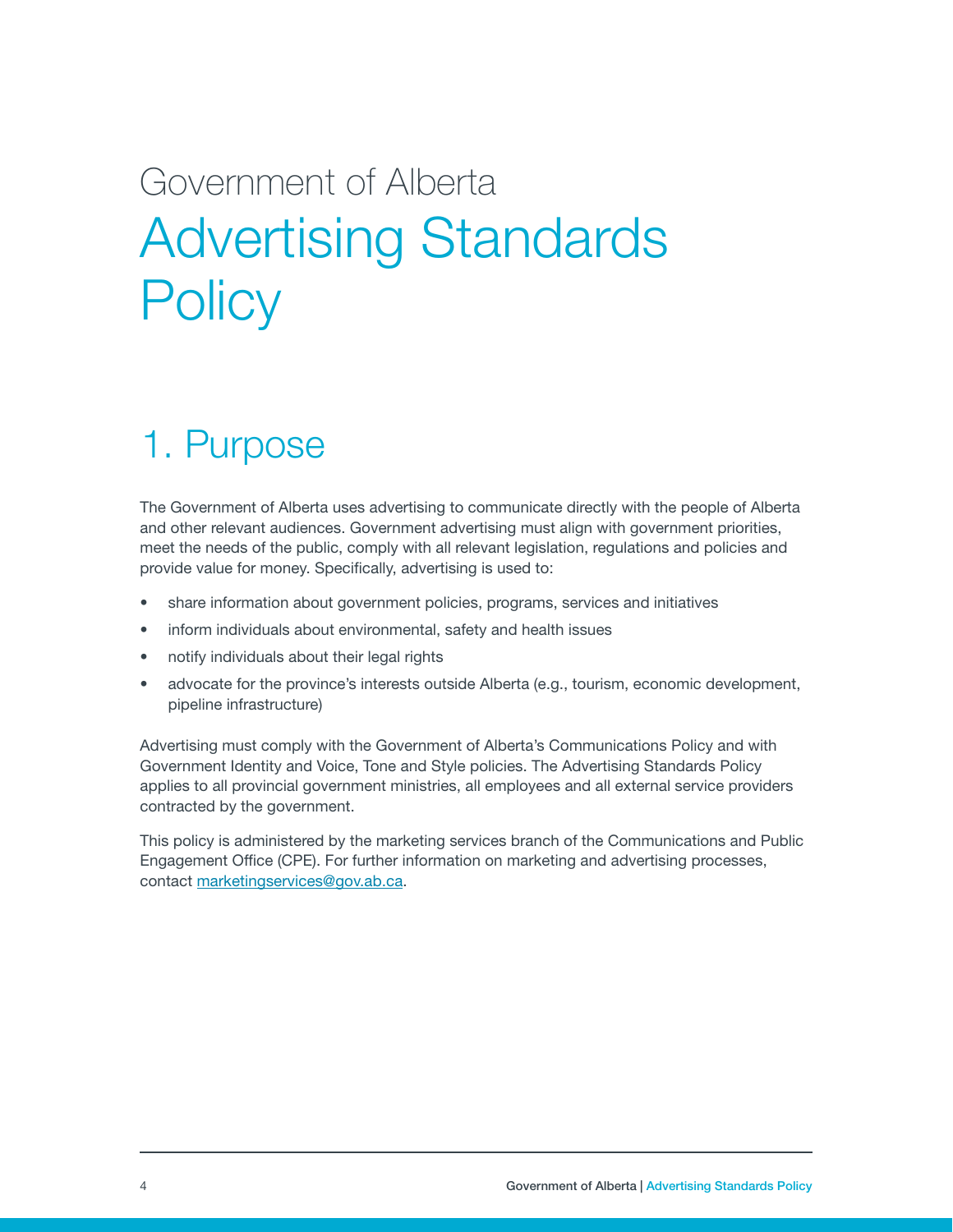# Government of Alberta Advertising Standards Policy

## 1. Purpose

The Government of Alberta uses advertising to communicate directly with the people of Alberta and other relevant audiences. Government advertising must align with government priorities, meet the needs of the public, comply with all relevant legislation, regulations and policies and provide value for money. Specifically, advertising is used to:

- share information about government policies, programs, services and initiatives
- inform individuals about environmental, safety and health issues
- notify individuals about their legal rights
- advocate for the province's interests outside Alberta (e.g., tourism, economic development, pipeline infrastructure)

Advertising must comply with the Government of Alberta's Communications Policy and with Government Identity and Voice, Tone and Style policies. The Advertising Standards Policy applies to all provincial government ministries, all employees and all external service providers contracted by the government.

This policy is administered by the marketing services branch of the Communications and Public Engagement Office (CPE). For further information on marketing and advertising processes, contact marketingservices@gov.ab.ca.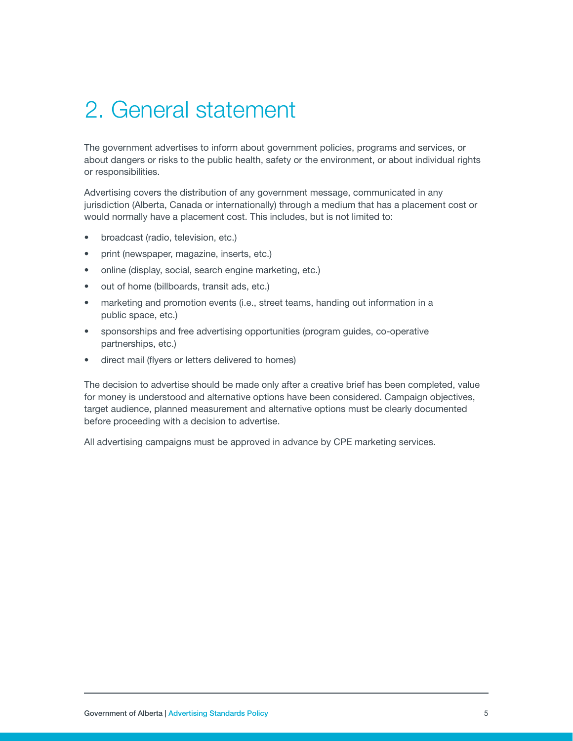# 2. General statement

The government advertises to inform about government policies, programs and services, or about dangers or risks to the public health, safety or the environment, or about individual rights or responsibilities.

Advertising covers the distribution of any government message, communicated in any jurisdiction (Alberta, Canada or internationally) through a medium that has a placement cost or would normally have a placement cost. This includes, but is not limited to:

- broadcast (radio, television, etc.)
- print (newspaper, magazine, inserts, etc.)
- online (display, social, search engine marketing, etc.)
- out of home (billboards, transit ads, etc.)
- marketing and promotion events (i.e., street teams, handing out information in a public space, etc.)
- sponsorships and free advertising opportunities (program guides, co-operative partnerships, etc.)
- direct mail (flyers or letters delivered to homes)

The decision to advertise should be made only after a creative brief has been completed, value for money is understood and alternative options have been considered. Campaign objectives, target audience, planned measurement and alternative options must be clearly documented before proceeding with a decision to advertise.

All advertising campaigns must be approved in advance by CPE marketing services.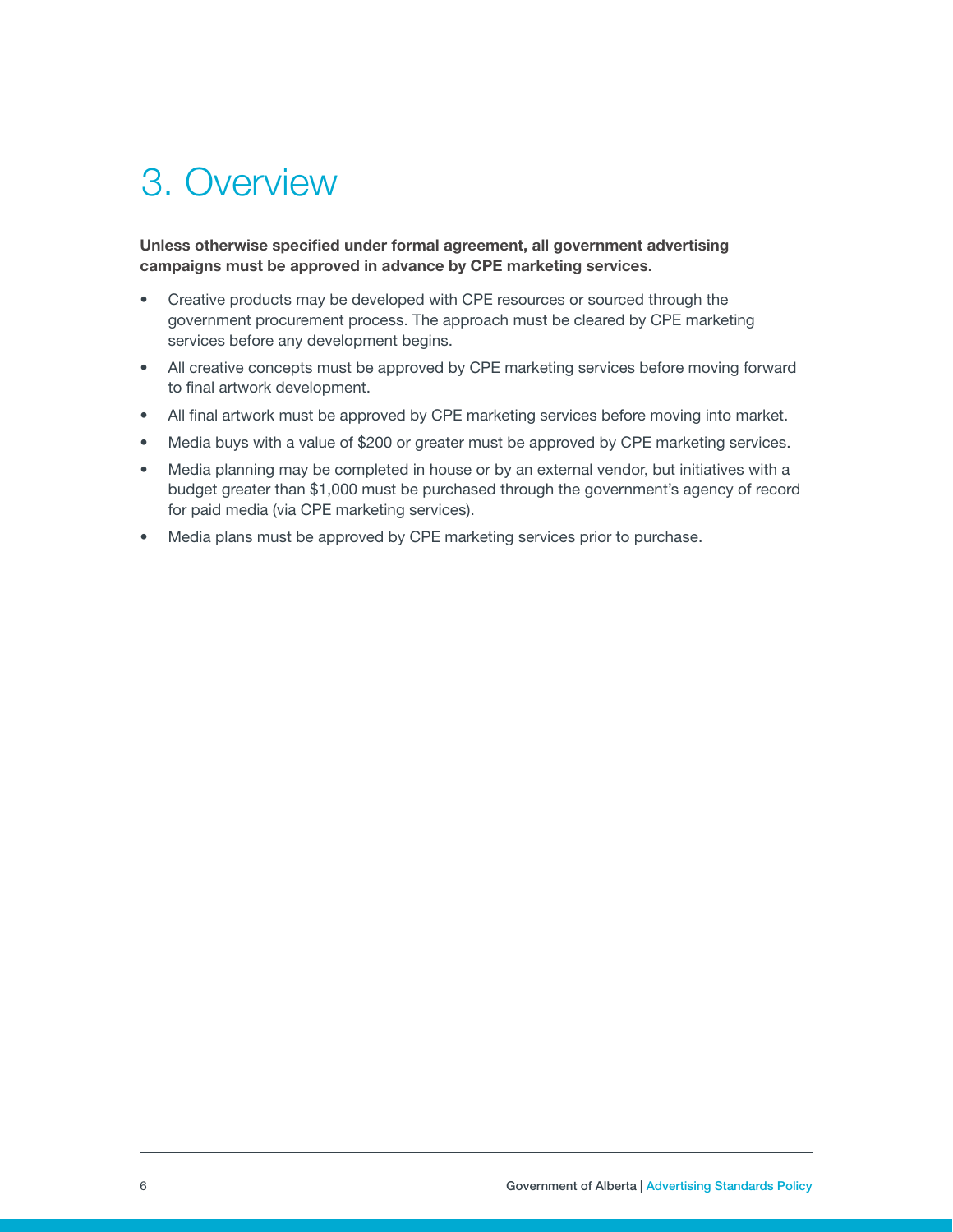# 3. Overview

**Unless otherwise specified under formal agreement, all government advertising campaigns must be approved in advance by CPE marketing services.**

- Creative products may be developed with CPE resources or sourced through the government procurement process. The approach must be cleared by CPE marketing services before any development begins.
- All creative concepts must be approved by CPE marketing services before moving forward to final artwork development.
- All final artwork must be approved by CPE marketing services before moving into market.
- Media buys with a value of $200 or greater must be approved by CPE marketing services.
- Media planning may be completed in house or by an external vendor, but initiatives with a budget greater than $1,000 must be purchased through the government's agency of record for paid media (via CPE marketing services).
- Media plans must be approved by CPE marketing services prior to purchase.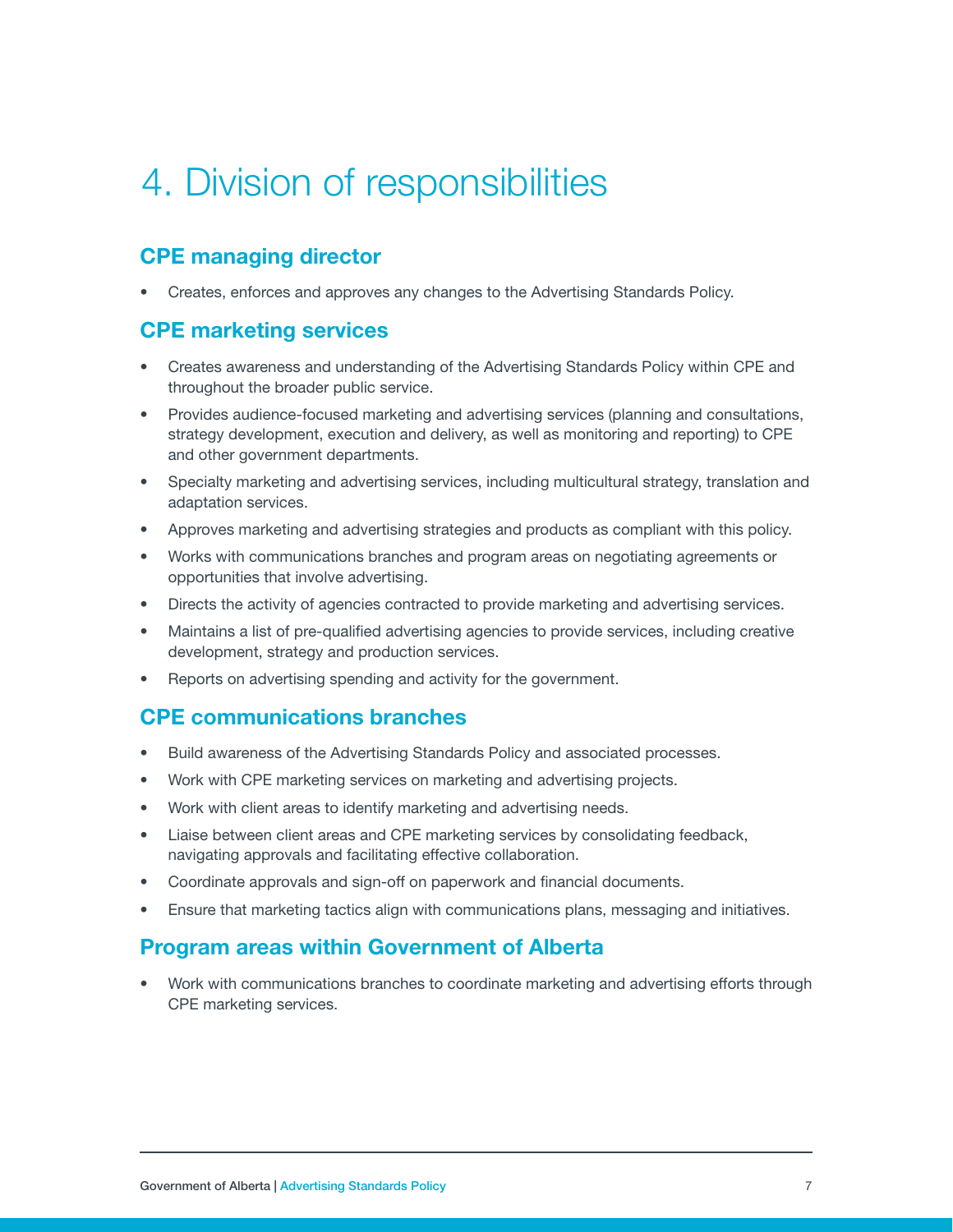# 4. Division of responsibilities

## CPE managing director

- Creates, enforces and approves any changes to the Advertising Standards Policy.

## CPE marketing services

- Creates awareness and understanding of the Advertising Standards Policy within CPE and throughout the broader public service.
- Provides audience-focused marketing and advertising services (planning and consultations, strategy development, execution and delivery, as well as monitoring and reporting) to CPE and other government departments.
- Specialty marketing and advertising services, including multicultural strategy, translation and adaptation services.
- Approves marketing and advertising strategies and products as compliant with this policy.
- Works with communications branches and program areas on negotiating agreements or opportunities that involve advertising.
- Directs the activity of agencies contracted to provide marketing and advertising services.
- Maintains a list of pre-qualified advertising agencies to provide services, including creative development, strategy and production services.
- Reports on advertising spending and activity for the government.

## CPE communications branches

- Build awareness of the Advertising Standards Policy and associated processes.
- Work with CPE marketing services on marketing and advertising projects.
- Work with client areas to identify marketing and advertising needs.
- Liaise between client areas and CPE marketing services by consolidating feedback, navigating approvals and facilitating effective collaboration.
- Coordinate approvals and sign-off on paperwork and financial documents.
- Ensure that marketing tactics align with communications plans, messaging and initiatives.

## Program areas within Government of Alberta

- Work with communications branches to coordinate marketing and advertising efforts through CPE marketing services.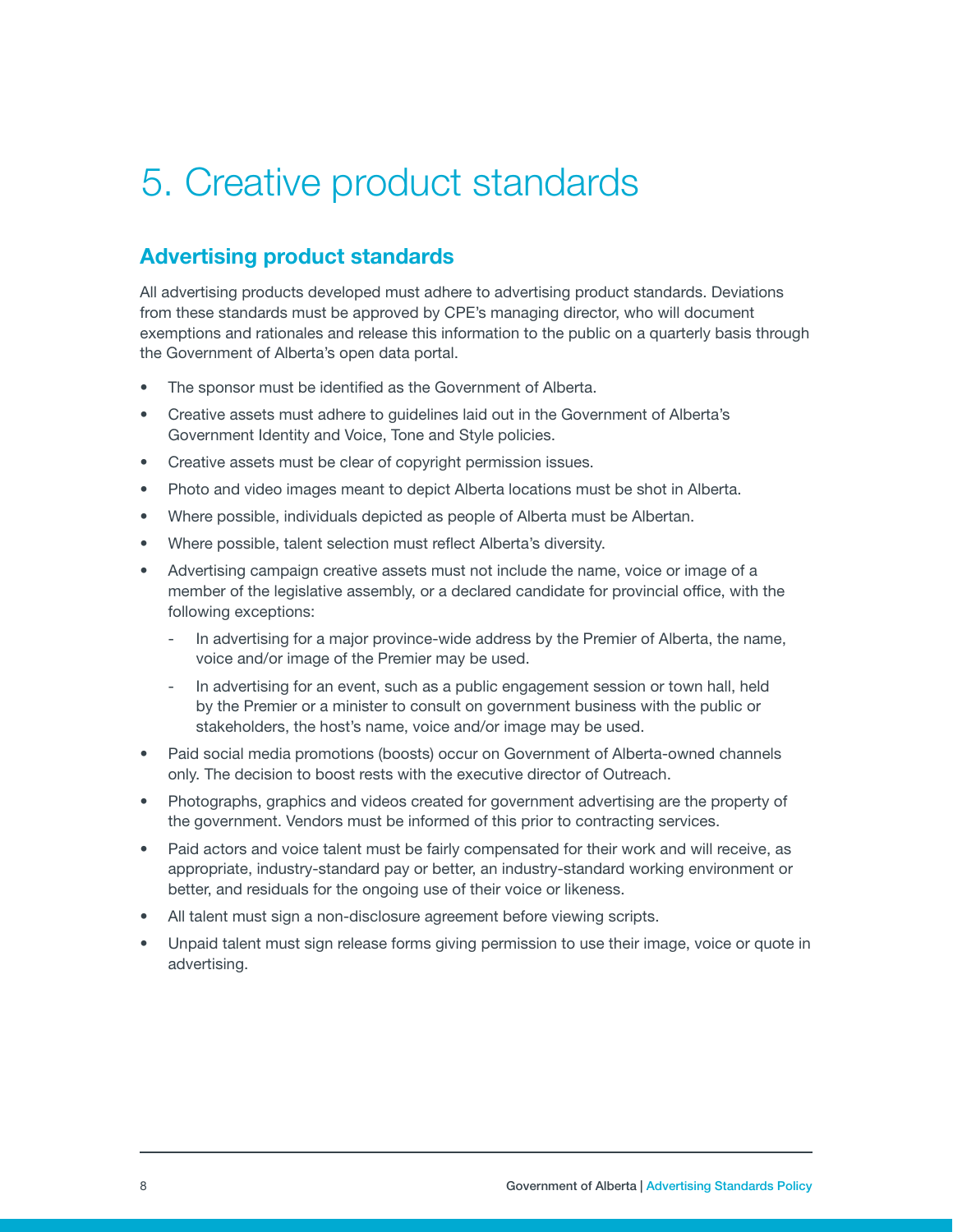# 5. Creative product standards

## Advertising product standards

All advertising products developed must adhere to advertising product standards. Deviations from these standards must be approved by CPE's managing director, who will document exemptions and rationales and release this information to the public on a quarterly basis through the Government of Alberta's open data portal.

- The sponsor must be identified as the Government of Alberta.
- Creative assets must adhere to guidelines laid out in the Government of Alberta's Government Identity and Voice, Tone and Style policies.
- Creative assets must be clear of copyright permission issues.
- Photo and video images meant to depict Alberta locations must be shot in Alberta.
- Where possible, individuals depicted as people of Alberta must be Albertan.
- Where possible, talent selection must reflect Alberta's diversity.
- Advertising campaign creative assets must not include the name, voice or image of a member of the legislative assembly, or a declared candidate for provincial office, with the following exceptions:
  - In advertising for a major province-wide address by the Premier of Alberta, the name, voice and/or image of the Premier may be used.
  - In advertising for an event, such as a public engagement session or town hall, held by the Premier or a minister to consult on government business with the public or stakeholders, the host's name, voice and/or image may be used.
- Paid social media promotions (boosts) occur on Government of Alberta-owned channels only. The decision to boost rests with the executive director of Outreach.
- Photographs, graphics and videos created for government advertising are the property of the government. Vendors must be informed of this prior to contracting services.
- Paid actors and voice talent must be fairly compensated for their work and will receive, as appropriate, industry-standard pay or better, an industry-standard working environment or better, and residuals for the ongoing use of their voice or likeness.
- All talent must sign a non-disclosure agreement before viewing scripts.
- Unpaid talent must sign release forms giving permission to use their image, voice or quote in advertising.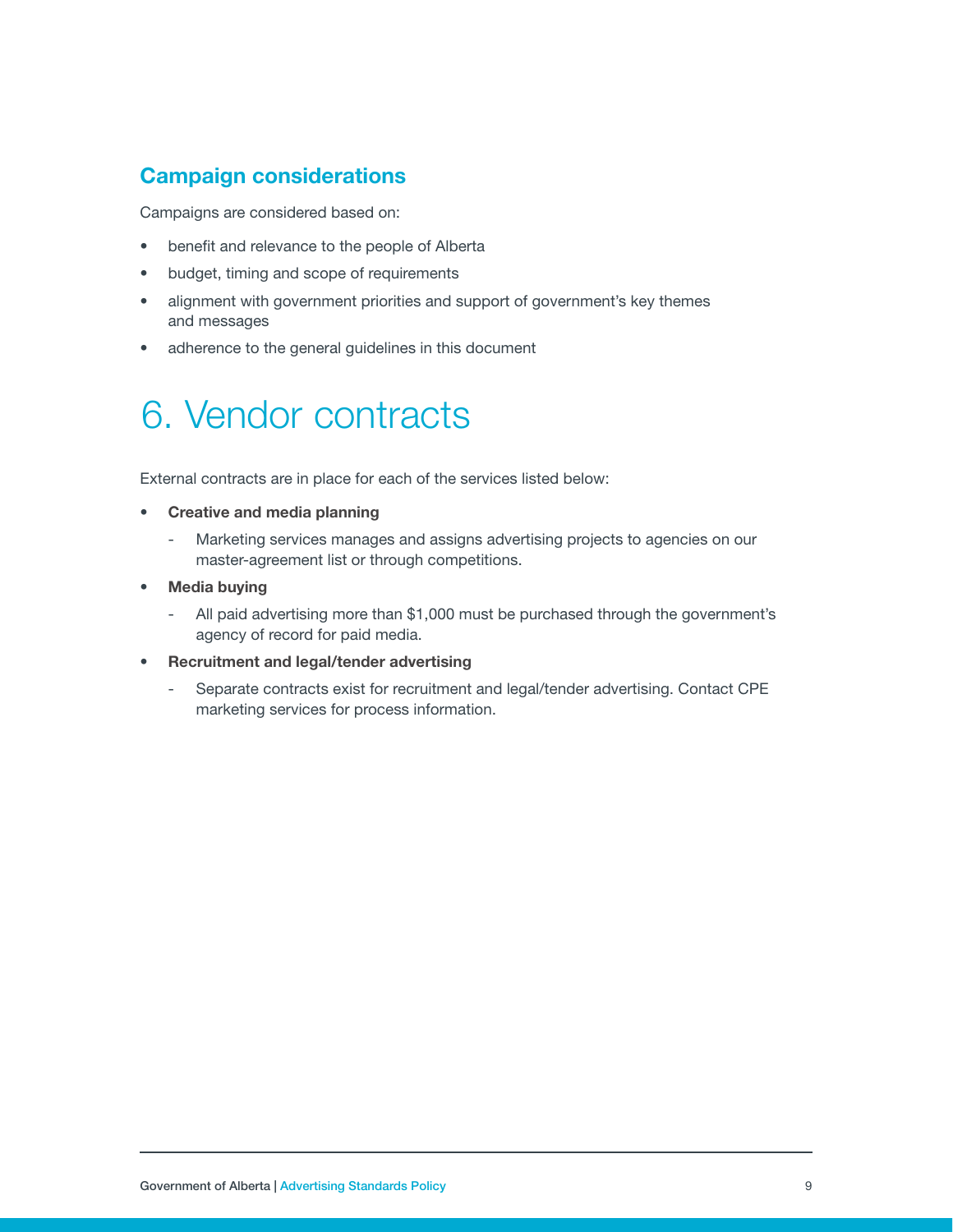### Campaign considerations

Campaigns are considered based on:

- benefit and relevance to the people of Alberta
- budget, timing and scope of requirements
- alignment with government priorities and support of government's key themes and messages
- adherence to the general guidelines in this document

# 6. Vendor contracts

External contracts are in place for each of the services listed below:

- **Creative and media planning**
  - Marketing services manages and assigns advertising projects to agencies on our master-agreement list or through competitions.
- **Media buying**
  - All paid advertising more than $1,000 must be purchased through the government's agency of record for paid media.
- **Recruitment and legal/tender advertising**
  - Separate contracts exist for recruitment and legal/tender advertising. Contact CPE marketing services for process information.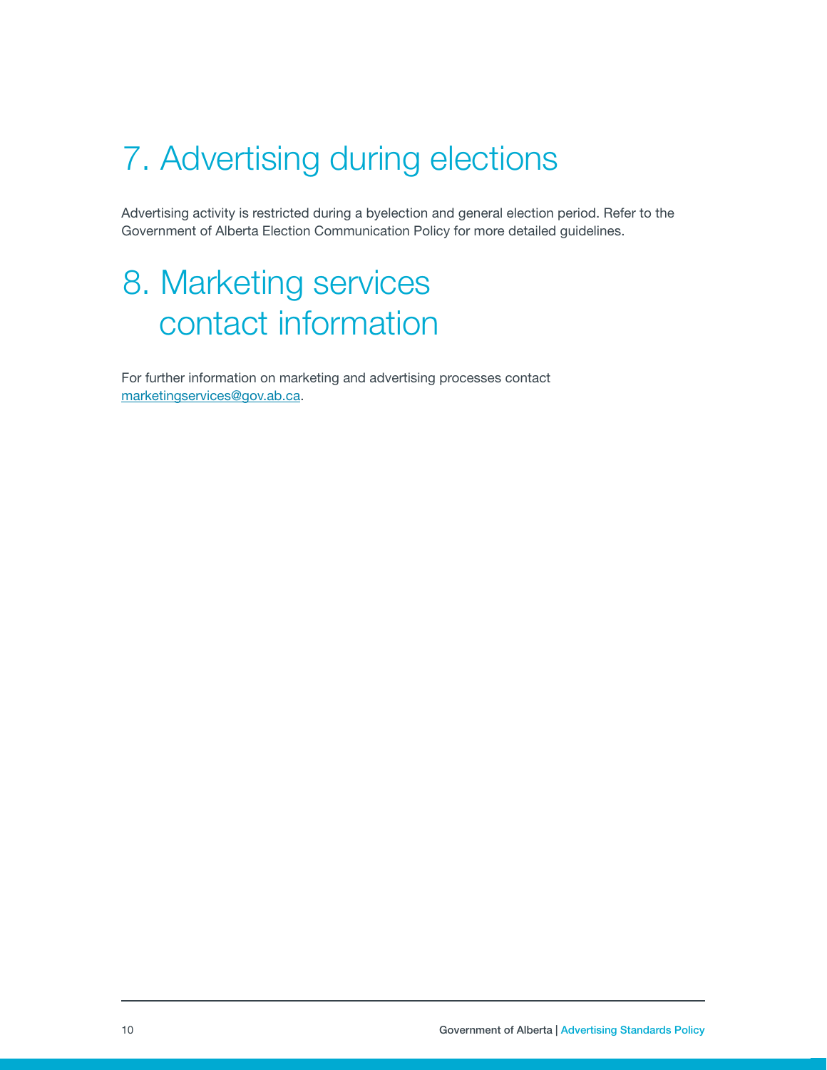# 7. Advertising during elections

Advertising activity is restricted during a byelection and general election period. Refer to the Government of Alberta Election Communication Policy for more detailed guidelines.

# 8. Marketing services contact information

For further information on marketing and advertising processes contact marketingservices@gov.ab.ca.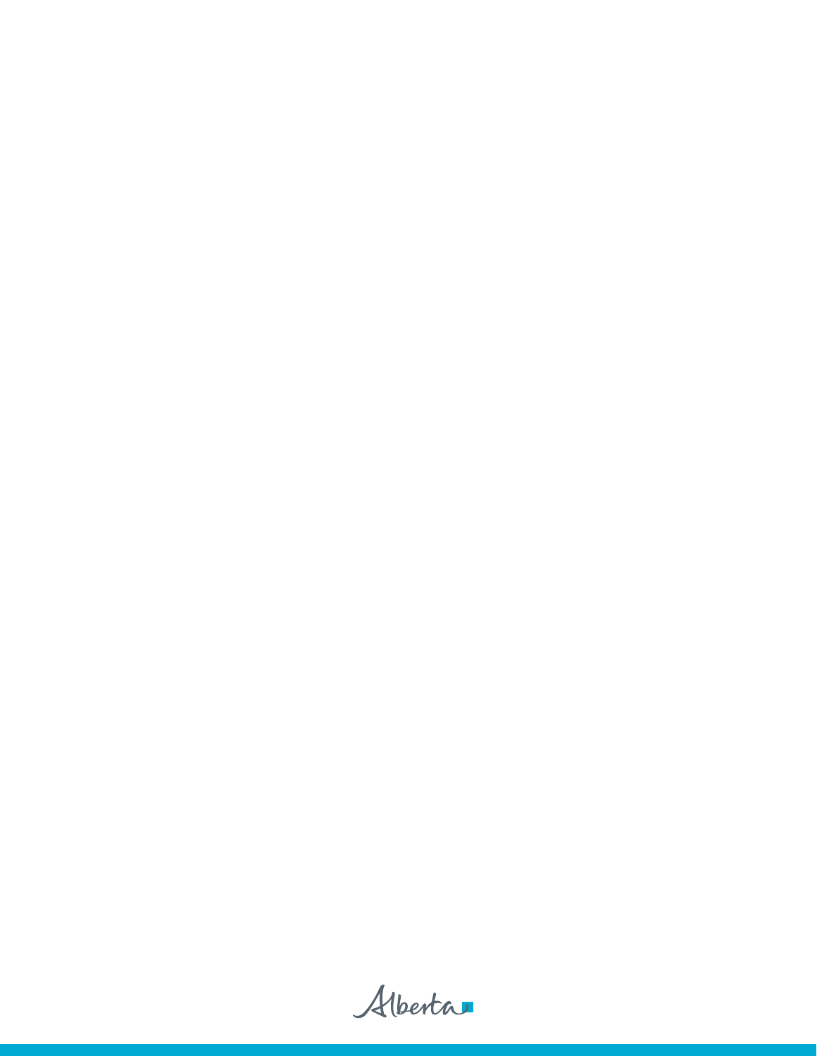Alberta